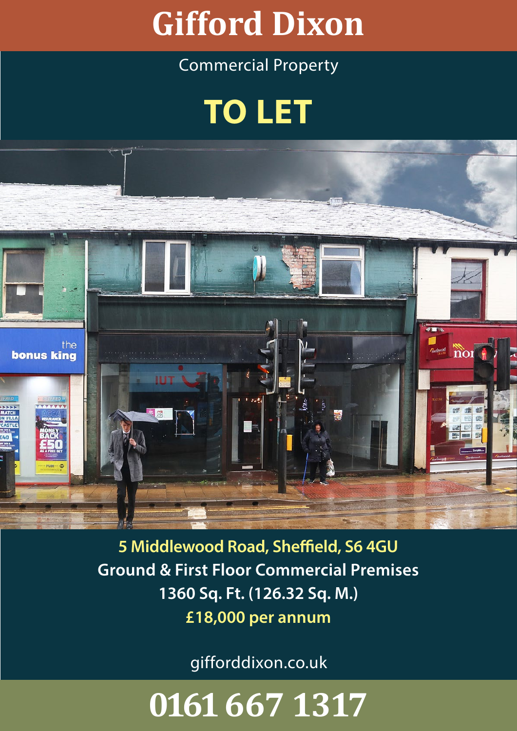# Gifford Dixon

Commercial Property

## TO LET

**5 Middlewood Road, Sheffield, S6 4GU**

**Ground & First Floor Commercial Premises**

**1360 Sq. Ft. (126.32 Sq. M.)**

**£18,000 per annum**

gifforddixon.co.uk

# 0161 667 1317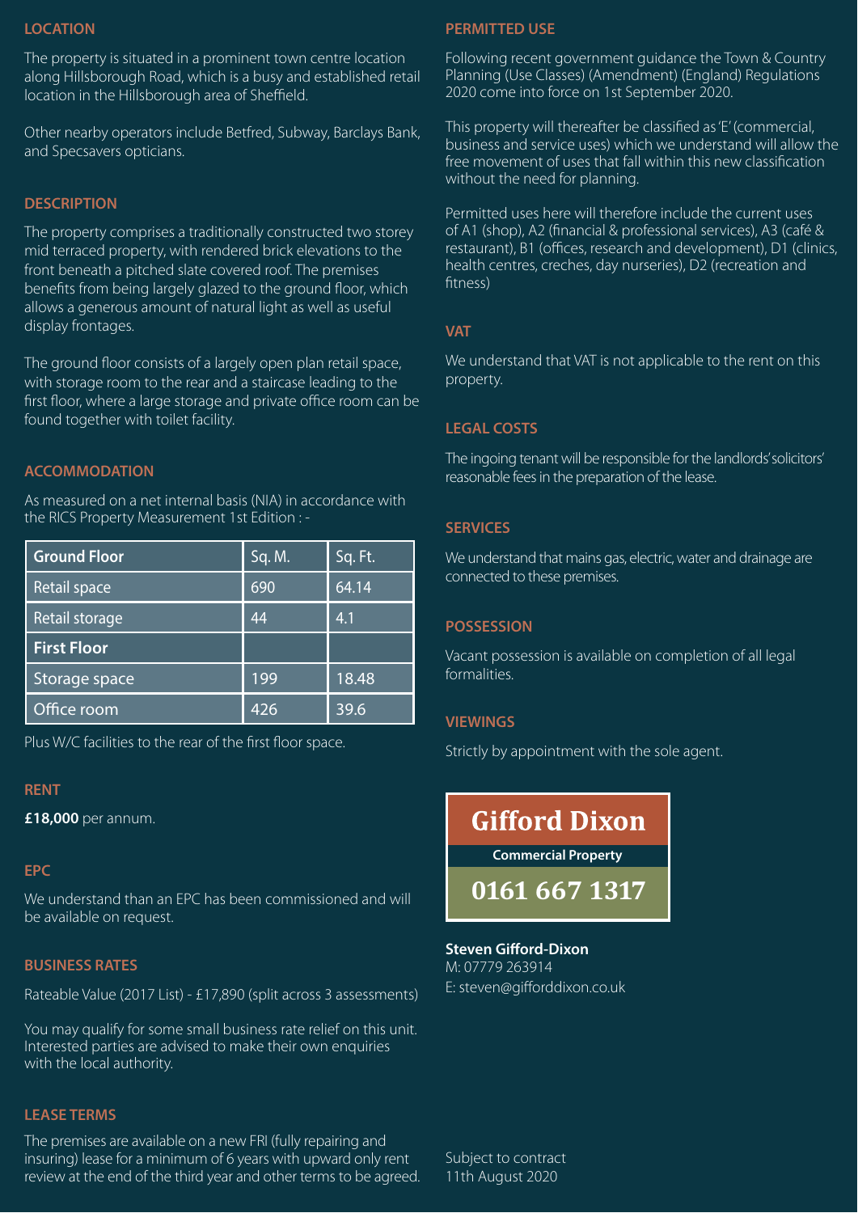## LOCATION

The property is situated in a prominent town centre location along Hillsborough Road, which is a busy and established retail location in the Hillsborough area of Sheffield.

Other nearby operators include Betfred, Subway, Barclays Bank, and Specsavers opticians.

## DESCRIPTION

The property comprises a traditionally constructed two storey mid terraced property, with rendered brick elevations to the front beneath a pitched slate covered roof. The premises benefits from being largely glazed to the ground floor, which allows a generous amount of natural light as well as useful display frontages.

The ground floor consists of a largely open plan retail space, with storage room to the rear and a staircase leading to the first floor, where a large storage and private office room can be found together with toilet facility.

## ACCOMMODATION

As measured on a net internal basis (NIA) in accordance with the RICS Property Measurement 1st Edition : -

| Ground Floor | Sq. M. | Sq. Ft. |
|---|---|---|
| Retail space | 690 | 64.14 |
| Retail storage | 44 | 4.1 |
| **First Floor** | | |
| Storage space | 199 | 18.48 |
| Office room | 426 | 39.6 |

Plus W/C facilities to the rear of the first floor space.

## RENT

**£18,000** per annum.

## EPC

We understand than an EPC has been commissioned and will be available on request.

## BUSINESS RATES

Rateable Value (2017 List) - £17,890 (split across 3 assessments)

You may qualify for some small business rate relief on this unit. Interested parties are advised to make their own enquiries with the local authority.

## LEASE TERMS

The premises are available on a new FRI (fully repairing and insuring) lease for a minimum of 6 years with upward only rent review at the end of the third year and other terms to be agreed.

## PERMITTED USE

Following recent government guidance the Town & Country Planning (Use Classes) (Amendment) (England) Regulations 2020 come into force on 1st September 2020.

This property will thereafter be classified as 'E' (commercial, business and service uses) which we understand will allow the free movement of uses that fall within this new classification without the need for planning.

Permitted uses here will therefore include the current uses of A1 (shop), A2 (financial & professional services), A3 (café & restaurant), B1 (offices, research and development), D1 (clinics, health centres, creches, day nurseries), D2 (recreation and fitness)

## VAT

We understand that VAT is not applicable to the rent on this property.

## LEGAL COSTS

The ingoing tenant will be responsible for the landlords' solicitors' reasonable fees in the preparation of the lease.

## SERVICES

We understand that mains gas, electric, water and drainage are connected to these premises.

## POSSESSION

Vacant possession is available on completion of all legal formalities.

## VIEWINGS

Strictly by appointment with the sole agent.

**Gifford Dixon**

**Commercial Property**

**0161 667 1317**

**Steven Gifford-Dixon**
M: 07779 263914
E: steven@gifforddixon.co.uk

Subject to contract
11th August 2020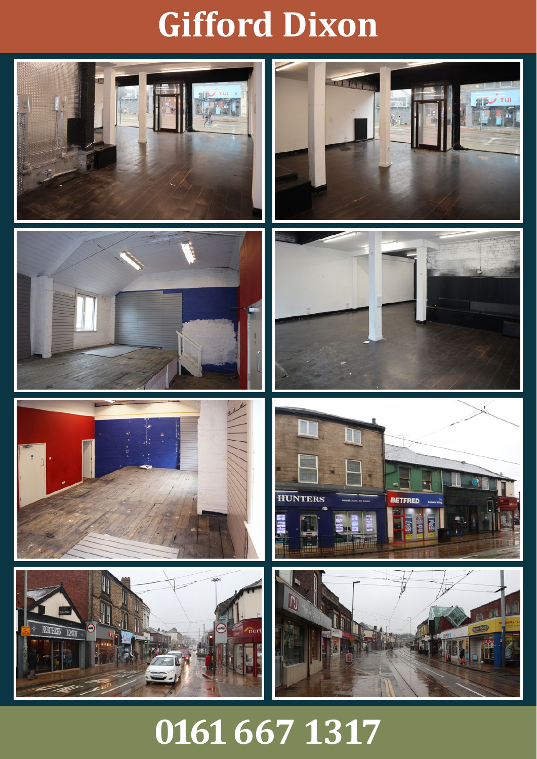# Gifford Dixon

# 0161 667 1317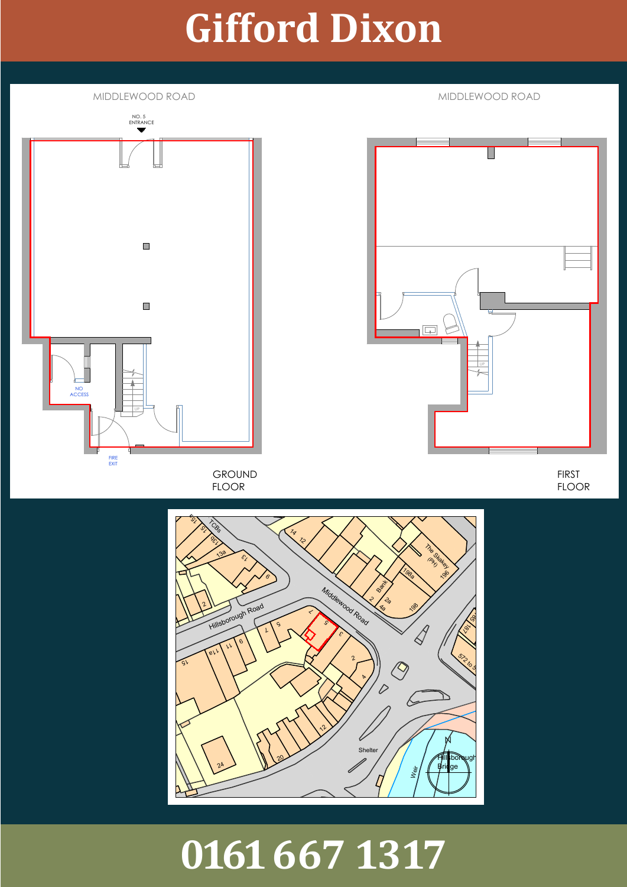# Gifford Dixon

MIDDLEWOOD ROAD

NO. 5 ENTRANCE

NO ACCESS

FIRE EXIT

GROUND FLOOR

MIDDLEWOOD ROAD

FIRST FLOOR

# 0161 667 1317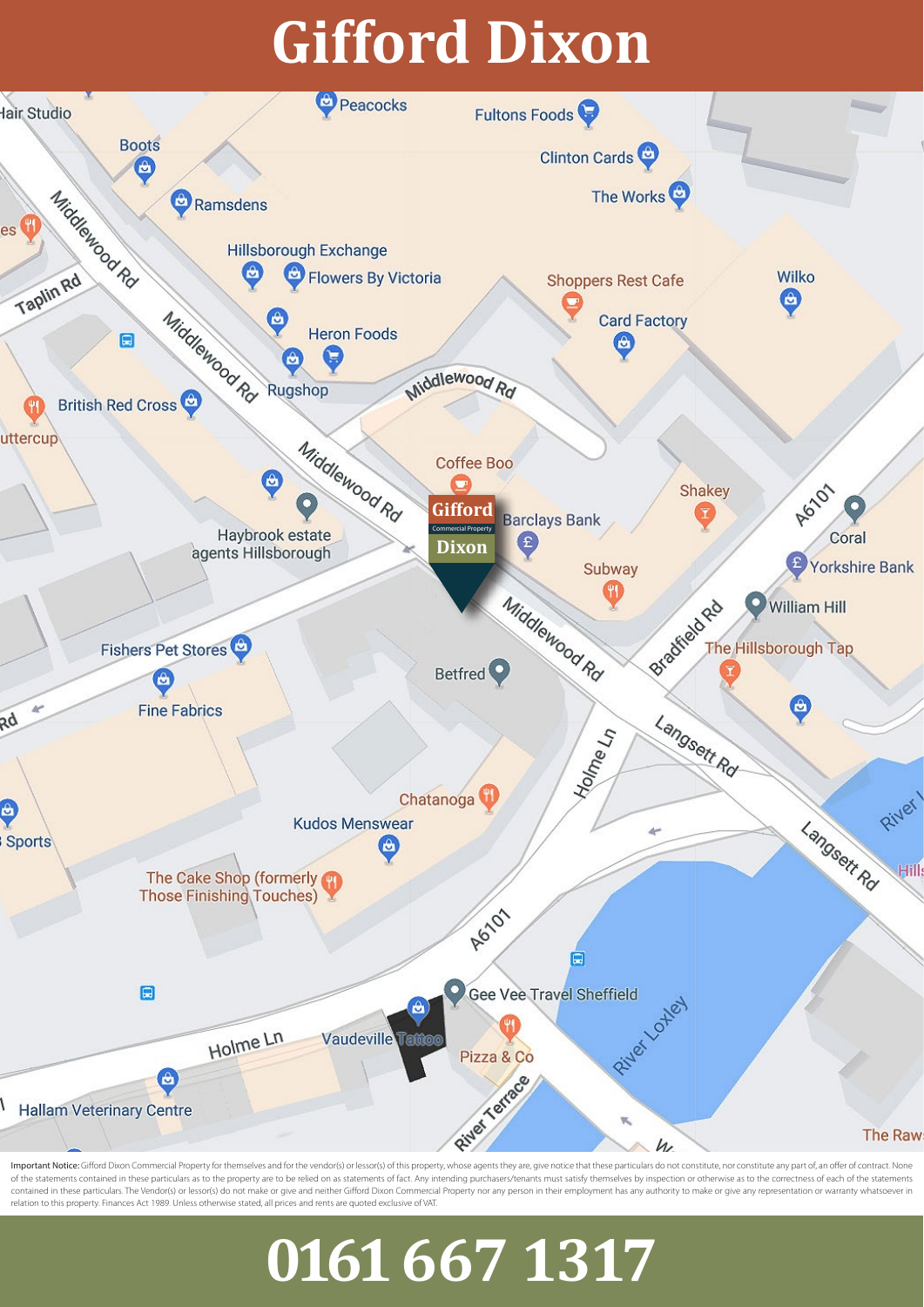# Gifford Dixon

Important Notice: Gifford Dixon Commercial Property for themselves and for the vendor(s) or lessor(s) of this property, whose agents they are, give notice that these particulars do not constitute, nor constitute any part of, an offer of contract. None of the statements contained in these particulars as to the property are to be relied on as statements of fact. Any intending purchasers/tenants must satisfy themselves by inspection or otherwise as to the correctness of each of the statements contained in these particulars. The Vendor(s) or lessor(s) do not make or give and neither Gifford Dixon Commercial Property nor any person in their employment has any authority to make or give any representation or warranty whatsoever in relation to this property. Finances Act 1989. Unless otherwise stated, all prices and rents are quoted exclusive of VAT.

# 0161 667 1317